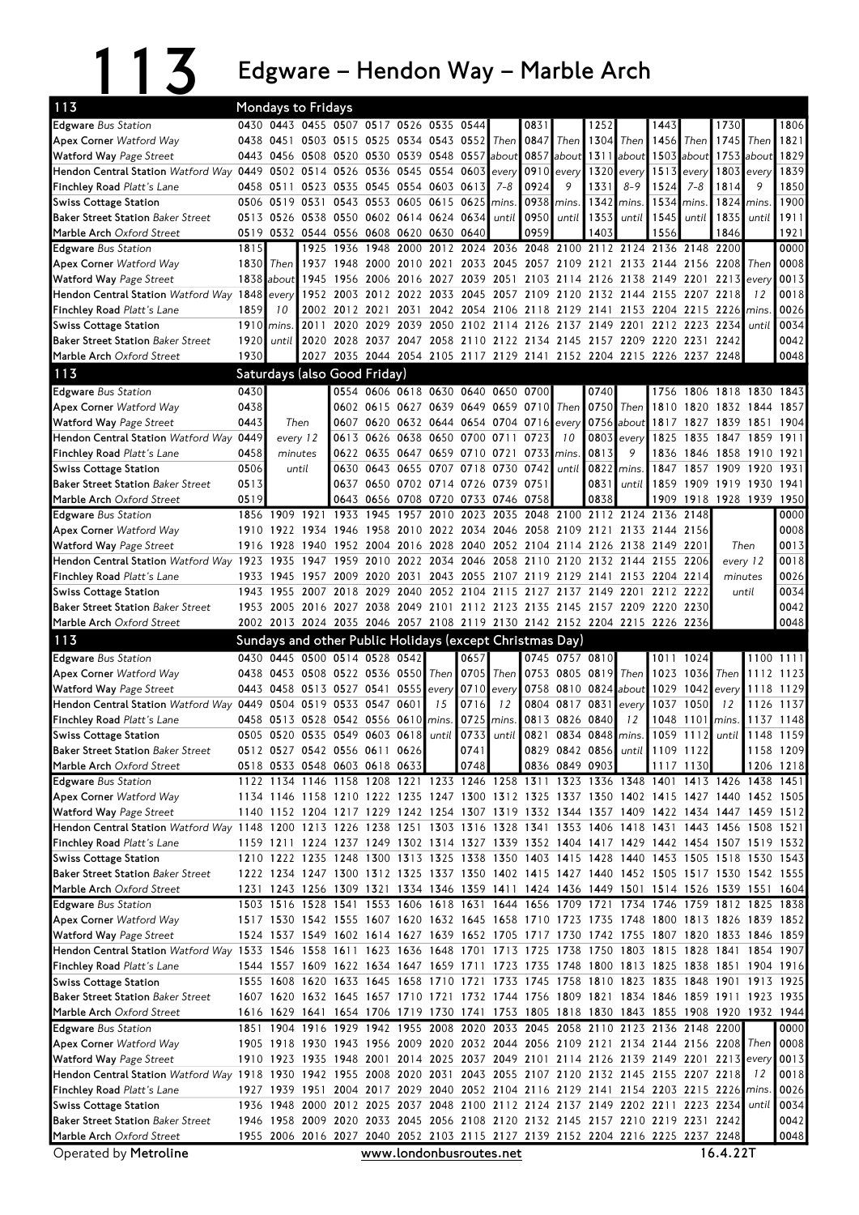# 113 Edgware – Hendon Way – Marble Arch

## Mondays to Fridays

| 113 | | | | | | | | | | | | | | | | | | |
|---|---|---|---|---|---|---|---|---|---|---|---|---|---|---|---|---|---|---|
| **Edgware** Bus Station | 0430 | 0443 | 0455 | 0507 | 0517 | 0526 | 0535 | 0544 | | 0831 | | 1252 | | 1443 | | 1730 | | 1806 |
| **Apex Corner** Watford Way | 0438 | 0451 | 0503 | 0515 | 0525 | 0534 | 0543 | 0552 | Then | 0847 | Then | 1304 | Then | 1456 | Then | 1745 | Then | 1821 |
| **Watford Way** Page Street | 0443 | 0456 | 0508 | 0520 | 0530 | 0539 | 0548 | 0557 | about | 0857 | about | 1311 | about | 1503 | about | 1753 | about | 1829 |
| **Hendon Central Station** Watford Way | 0449 | 0502 | 0514 | 0526 | 0536 | 0545 | 0554 | 0603 | every | 0910 | every | 1320 | every | 1513 | every | 1803 | every | 1839 |
| **Finchley Road** Platt's Lane | 0458 | 0511 | 0523 | 0535 | 0545 | 0554 | 0603 | 0613 | 7–8 | 0924 | 9 | 1331 | 8–9 | 1524 | 7–8 | 1814 | 9 | 1850 |
| **Swiss Cottage Station** | 0506 | 0519 | 0531 | 0543 | 0553 | 0605 | 0615 | 0625 | mins. | 0938 | mins. | 1342 | mins. | 1534 | mins. | 1824 | mins. | 1900 |
| **Baker Street Station** Baker Street | 0513 | 0526 | 0538 | 0550 | 0602 | 0614 | 0624 | 0634 | until | 0950 | until | 1353 | until | 1545 | until | 1835 | until | 1911 |
| **Marble Arch** Oxford Street | 0519 | 0532 | 0544 | 0556 | 0608 | 0620 | 0630 | 0640 | | 0959 | | 1403 | | 1556 | | 1846 | | 1921 |

| 113 | | | | | | | | | | | | | | | | | | |
|---|---|---|---|---|---|---|---|---|---|---|---|---|---|---|---|---|---|---|
| **Edgware** Bus Station | 1815 | | 1925 | 1936 | 1948 | 2000 | 2012 | 2024 | 2036 | 2048 | 2100 | 2112 | 2124 | 2136 | 2148 | 2200 | | 0000 |
| **Apex Corner** Watford Way | 1830 | Then | 1937 | 1948 | 2000 | 2010 | 2021 | 2033 | 2045 | 2057 | 2109 | 2121 | 2133 | 2144 | 2156 | 2208 | Then | 0008 |
| **Watford Way** Page Street | 1838 | about | 1945 | 1956 | 2006 | 2016 | 2027 | 2039 | 2051 | 2103 | 2114 | 2126 | 2138 | 2149 | 2201 | 2213 | every | 0013 |
| **Hendon Central Station** Watford Way | 1848 | every | 1952 | 2003 | 2012 | 2022 | 2033 | 2045 | 2057 | 2109 | 2120 | 2132 | 2144 | 2155 | 2207 | 2218 | 12 | 0018 |
| **Finchley Road** Platt's Lane | 1859 | 10 | 2002 | 2012 | 2021 | 2031 | 2042 | 2054 | 2106 | 2118 | 2129 | 2141 | 2153 | 2204 | 2215 | 2226 | mins. | 0026 |
| **Swiss Cottage Station** | 1910 | mins. | 2011 | 2020 | 2029 | 2039 | 2050 | 2102 | 2114 | 2126 | 2137 | 2149 | 2201 | 2212 | 2223 | 2234 | until | 0034 |
| **Baker Street Station** Baker Street | 1920 | until | 2020 | 2028 | 2037 | 2047 | 2058 | 2110 | 2122 | 2134 | 2145 | 2157 | 2209 | 2220 | 2231 | 2242 | | 0042 |
| **Marble Arch** Oxford Street | 1930 | | 2027 | 2035 | 2044 | 2054 | 2105 | 2117 | 2129 | 2141 | 2152 | 2204 | 2215 | 2226 | 2237 | 2248 | | 0048 |

## Saturdays (also Good Friday)

| 113 | | | | | | | | | | | | | | | | | | |
|---|---|---|---|---|---|---|---|---|---|---|---|---|---|---|---|---|---|---|
| **Edgware** Bus Station | 0430 | | 0554 | 0606 | 0618 | 0630 | 0640 | 0650 | 0700 | | 0740 | | 1756 | 1806 | 1818 | 1830 | 1843 |
| **Apex Corner** Watford Way | 0438 | | 0602 | 0615 | 0627 | 0639 | 0649 | 0659 | 0710 | Then | 0750 | Then | 1810 | 1820 | 1832 | 1844 | 1857 |
| **Watford Way** Page Street | 0443 | Then | 0607 | 0620 | 0632 | 0644 | 0654 | 0704 | 0716 | every | 0756 | about | 1817 | 1827 | 1839 | 1851 | 1904 |
| **Hendon Central Station** Watford Way | 0449 | every 12 | 0613 | 0626 | 0638 | 0650 | 0700 | 0711 | 0723 | 10 | 0803 | every | 1825 | 1835 | 1847 | 1859 | 1911 |
| **Finchley Road** Platt's Lane | 0458 | minutes | 0622 | 0635 | 0647 | 0659 | 0710 | 0721 | 0733 | mins. | 0813 | 9 | 1836 | 1846 | 1858 | 1910 | 1921 |
| **Swiss Cottage Station** | 0506 | until | 0630 | 0643 | 0655 | 0707 | 0718 | 0730 | 0742 | until | 0822 | mins. | 1847 | 1857 | 1909 | 1920 | 1931 |
| **Baker Street Station** Baker Street | 0513 | | 0637 | 0650 | 0702 | 0714 | 0726 | 0739 | 0751 | | 0831 | until | 1859 | 1909 | 1919 | 1930 | 1941 |
| **Marble Arch** Oxford Street | 0519 | | 0643 | 0656 | 0708 | 0720 | 0733 | 0746 | 0758 | | 0838 | | 1909 | 1918 | 1928 | 1939 | 1950 |

| 113 | | | | | | | | | | | | | | | | | |
|---|---|---|---|---|---|---|---|---|---|---|---|---|---|---|---|---|---|
| **Edgware** Bus Station | 1856 | 1909 | 1921 | 1933 | 1945 | 1957 | 2010 | 2023 | 2035 | 2048 | 2100 | 2112 | 2124 | 2136 | 2148 | | 0000 |
| **Apex Corner** Watford Way | 1910 | 1922 | 1934 | 1946 | 1958 | 2010 | 2022 | 2034 | 2046 | 2058 | 2109 | 2121 | 2133 | 2144 | 2156 | | 0008 |
| **Watford Way** Page Street | 1916 | 1928 | 1940 | 1952 | 2004 | 2016 | 2028 | 2040 | 2052 | 2104 | 2114 | 2126 | 2138 | 2149 | 2201 | Then | 0013 |
| **Hendon Central Station** Watford Way | 1923 | 1935 | 1947 | 1959 | 2010 | 2022 | 2034 | 2046 | 2058 | 2110 | 2120 | 2132 | 2144 | 2155 | 2206 | every 12 | 0018 |
| **Finchley Road** Platt's Lane | 1933 | 1945 | 1957 | 2009 | 2020 | 2031 | 2043 | 2055 | 2107 | 2119 | 2129 | 2141 | 2153 | 2204 | 2214 | minutes | 0026 |
| **Swiss Cottage Station** | 1943 | 1955 | 2007 | 2018 | 2029 | 2040 | 2052 | 2104 | 2115 | 2127 | 2137 | 2149 | 2201 | 2212 | 2222 | until | 0034 |
| **Baker Street Station** Baker Street | 1953 | 2005 | 2016 | 2027 | 2038 | 2049 | 2101 | 2112 | 2123 | 2135 | 2145 | 2157 | 2209 | 2220 | 2230 | | 0042 |
| **Marble Arch** Oxford Street | 2002 | 2013 | 2024 | 2035 | 2046 | 2057 | 2108 | 2119 | 2130 | 2142 | 2152 | 2204 | 2215 | 2226 | 2236 | | 0048 |

## Sundays and other Public Holidays (except Christmas Day)

| 113 | | | | | | | | | | | | | | | | | | | | |
|---|---|---|---|---|---|---|---|---|---|---|---|---|---|---|---|---|---|---|---|---|
| **Edgware** Bus Station | 0430 | 0445 | 0500 | 0514 | 0528 | 0542 | | 0657 | | 0745 | 0757 | 0810 | | 1011 | 1024 | | 1100 | 1111 |
| **Apex Corner** Watford Way | 0438 | 0453 | 0508 | 0522 | 0536 | 0550 | Then | 0705 | Then | 0753 | 0805 | 0819 | Then | 1023 | 1036 | Then | 1112 | 1123 |
| **Watford Way** Page Street | 0443 | 0458 | 0513 | 0527 | 0541 | 0555 | every | 0710 | every | 0758 | 0810 | 0824 | about | 1029 | 1042 | every | 1118 | 1129 |
| **Hendon Central Station** Watford Way | 0449 | 0504 | 0519 | 0533 | 0547 | 0601 | 15 | 0716 | 12 | 0804 | 0817 | 0831 | every | 1037 | 1050 | 12 | 1126 | 1137 |
| **Finchley Road** Platt's Lane | 0458 | 0513 | 0528 | 0542 | 0556 | 0610 | mins. | 0725 | mins. | 0813 | 0826 | 0840 | 12 | 1048 | 1101 | mins. | 1137 | 1148 |
| **Swiss Cottage Station** | 0505 | 0520 | 0535 | 0549 | 0603 | 0618 | until | 0733 | until | 0821 | 0834 | 0848 | mins. | 1059 | 1112 | until | 1148 | 1159 |
| **Baker Street Station** Baker Street | 0512 | 0527 | 0542 | 0556 | 0611 | 0626 | | 0741 | | 0829 | 0842 | 0856 | until | 1109 | 1122 | | 1158 | 1209 |
| **Marble Arch** Oxford Street | 0518 | 0533 | 0548 | 0603 | 0618 | 0633 | | 0748 | | 0836 | 0849 | 0903 | | 1117 | 1130 | | 1206 | 1218 |

| 113 | | | | | | | | | | | | | | | | | | |
|---|---|---|---|---|---|---|---|---|---|---|---|---|---|---|---|---|---|---|
| **Edgware** Bus Station | 1122 | 1134 | 1146 | 1158 | 1208 | 1221 | 1233 | 1246 | 1258 | 1311 | 1323 | 1336 | 1348 | 1401 | 1413 | 1426 | 1438 | 1451 |
| **Apex Corner** Watford Way | 1134 | 1146 | 1158 | 1210 | 1222 | 1235 | 1247 | 1300 | 1312 | 1325 | 1337 | 1350 | 1402 | 1415 | 1427 | 1440 | 1452 | 1505 |
| **Watford Way** Page Street | 1140 | 1152 | 1204 | 1217 | 1229 | 1242 | 1254 | 1307 | 1319 | 1332 | 1344 | 1357 | 1409 | 1422 | 1434 | 1447 | 1459 | 1512 |
| **Hendon Central Station** Watford Way | 1148 | 1200 | 1213 | 1226 | 1238 | 1251 | 1303 | 1316 | 1328 | 1341 | 1353 | 1406 | 1418 | 1431 | 1443 | 1456 | 1508 | 1521 |
| **Finchley Road** Platt's Lane | 1159 | 1211 | 1224 | 1237 | 1249 | 1302 | 1314 | 1327 | 1339 | 1352 | 1404 | 1417 | 1429 | 1442 | 1454 | 1507 | 1519 | 1532 |
| **Swiss Cottage Station** | 1210 | 1222 | 1235 | 1248 | 1300 | 1313 | 1325 | 1338 | 1350 | 1403 | 1415 | 1428 | 1440 | 1453 | 1505 | 1518 | 1530 | 1543 |
| **Baker Street Station** Baker Street | 1222 | 1234 | 1247 | 1300 | 1312 | 1325 | 1337 | 1350 | 1402 | 1415 | 1427 | 1440 | 1452 | 1505 | 1517 | 1530 | 1542 | 1555 |
| **Marble Arch** Oxford Street | 1231 | 1243 | 1256 | 1309 | 1321 | 1334 | 1346 | 1359 | 1411 | 1424 | 1436 | 1449 | 1501 | 1514 | 1526 | 1539 | 1551 | 1604 |

| 113 | | | | | | | | | | | | | | | | | | |
|---|---|---|---|---|---|---|---|---|---|---|---|---|---|---|---|---|---|---|
| **Edgware** Bus Station | 1503 | 1516 | 1528 | 1541 | 1553 | 1606 | 1618 | 1631 | 1644 | 1656 | 1709 | 1721 | 1734 | 1746 | 1759 | 1812 | 1825 | 1838 |
| **Apex Corner** Watford Way | 1517 | 1530 | 1542 | 1555 | 1607 | 1620 | 1632 | 1645 | 1658 | 1710 | 1723 | 1735 | 1748 | 1800 | 1813 | 1826 | 1839 | 1852 |
| **Watford Way** Page Street | 1524 | 1537 | 1549 | 1602 | 1614 | 1627 | 1639 | 1652 | 1705 | 1717 | 1730 | 1742 | 1755 | 1807 | 1820 | 1833 | 1846 | 1859 |
| **Hendon Central Station** Watford Way | 1533 | 1546 | 1558 | 1611 | 1623 | 1636 | 1648 | 1701 | 1713 | 1725 | 1738 | 1750 | 1803 | 1815 | 1828 | 1841 | 1854 | 1907 |
| **Finchley Road** Platt's Lane | 1544 | 1557 | 1609 | 1622 | 1634 | 1647 | 1659 | 1711 | 1723 | 1735 | 1748 | 1800 | 1813 | 1825 | 1838 | 1851 | 1904 | 1916 |
| **Swiss Cottage Station** | 1555 | 1608 | 1620 | 1633 | 1645 | 1658 | 1710 | 1721 | 1733 | 1745 | 1758 | 1810 | 1823 | 1835 | 1848 | 1901 | 1913 | 1925 |
| **Baker Street Station** Baker Street | 1607 | 1620 | 1632 | 1645 | 1657 | 1710 | 1721 | 1732 | 1744 | 1756 | 1809 | 1821 | 1834 | 1846 | 1859 | 1911 | 1923 | 1935 |
| **Marble Arch** Oxford Street | 1616 | 1629 | 1641 | 1654 | 1706 | 1719 | 1730 | 1741 | 1753 | 1805 | 1818 | 1830 | 1843 | 1855 | 1908 | 1920 | 1932 | 1944 |

| 113 | | | | | | | | | | | | | | | | | | |
|---|---|---|---|---|---|---|---|---|---|---|---|---|---|---|---|---|---|---|
| **Edgware** Bus Station | 1851 | 1904 | 1916 | 1929 | 1942 | 1955 | 2008 | 2020 | 2033 | 2045 | 2058 | 2110 | 2123 | 2136 | 2148 | 2200 | | 0000 |
| **Apex Corner** Watford Way | 1905 | 1918 | 1930 | 1943 | 1956 | 2009 | 2020 | 2032 | 2044 | 2056 | 2109 | 2121 | 2134 | 2144 | 2156 | 2208 | Then | 0008 |
| **Watford Way** Page Street | 1910 | 1923 | 1935 | 1948 | 2001 | 2014 | 2025 | 2037 | 2049 | 2101 | 2114 | 2126 | 2139 | 2149 | 2201 | 2213 | every | 0013 |
| **Hendon Central Station** Watford Way | 1918 | 1930 | 1942 | 1955 | 2008 | 2020 | 2031 | 2043 | 2055 | 2107 | 2120 | 2132 | 2145 | 2155 | 2207 | 2218 | 12 | 0018 |
| **Finchley Road** Platt's Lane | 1927 | 1939 | 1951 | 2004 | 2017 | 2029 | 2040 | 2052 | 2104 | 2116 | 2129 | 2141 | 2154 | 2203 | 2215 | 2226 | mins. | 0026 |
| **Swiss Cottage Station** | 1936 | 1948 | 2000 | 2012 | 2025 | 2037 | 2048 | 2100 | 2112 | 2124 | 2137 | 2149 | 2202 | 2211 | 2223 | 2234 | until | 0034 |
| **Baker Street Station** Baker Street | 1946 | 1958 | 2009 | 2020 | 2033 | 2045 | 2056 | 2108 | 2120 | 2132 | 2145 | 2157 | 2210 | 2219 | 2231 | 2242 | | 0042 |
| **Marble Arch** Oxford Street | 1955 | 2006 | 2016 | 2027 | 2040 | 2052 | 2103 | 2115 | 2127 | 2139 | 2152 | 2204 | 2216 | 2225 | 2237 | 2248 | | 0048 |

Operated by **Metroline** www.londonbusroutes.net 16.4.22T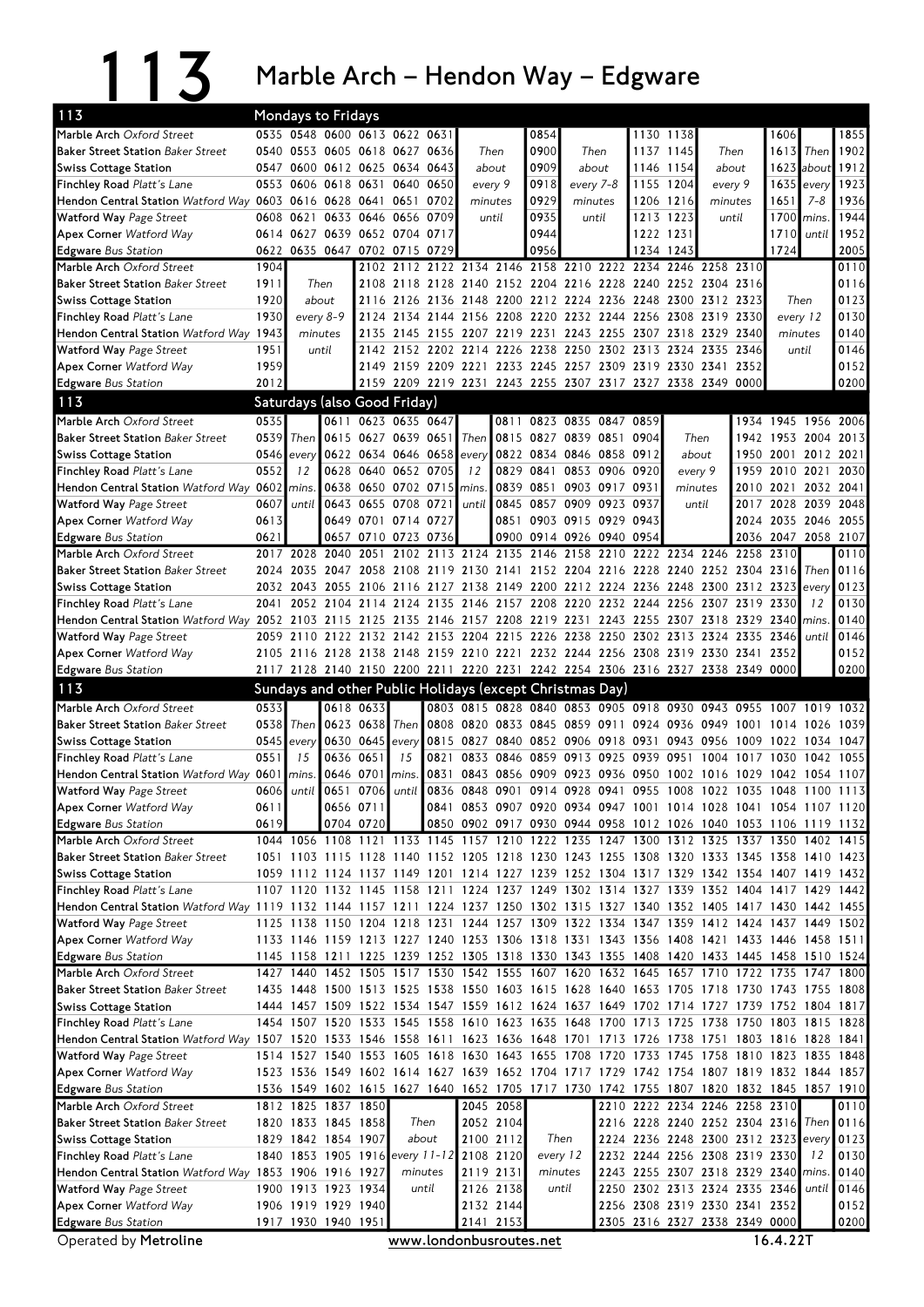# 113 Marble Arch – Hendon Way – Edgware

## Mondays to Fridays

| 113 | | | | | | | | | | | | | | | | | |
|---|---|---|---|---|---|---|---|---|---|---|---|---|---|---|---|---|---|
| Marble Arch *Oxford Street* | 0535 | 0548 | 0600 | 0613 | 0622 | 0631 | Then | 0854 | Then | 1130 | 1138 | Then | 1606 | Then | 1855 |
| Baker Street Station *Baker Street* | 0540 | 0553 | 0605 | 0618 | 0627 | 0636 | about | 0900 | about | 1137 | 1145 | about | 1613 | about | 1902 |
| Swiss Cottage Station | 0547 | 0600 | 0612 | 0625 | 0634 | 0643 | every 9 | 0909 | every 7-8 | 1146 | 1154 | every 9 | 1623 | every | 1912 |
| Finchley Road *Platt's Lane* | 0553 | 0606 | 0618 | 0631 | 0640 | 0650 | minutes | 0918 | minutes | 1155 | 1204 | minutes | 1635 | 7-8 | 1923 |
| Hendon Central Station *Watford Way* | 0603 | 0616 | 0628 | 0641 | 0651 | 0702 | until | 0929 | until | 1206 | 1216 | until | 1651 | mins. | 1936 |
| Watford Way *Page Street* | 0608 | 0621 | 0633 | 0646 | 0656 | 0709 | | 0935 | | 1213 | 1223 | | 1700 | until | 1944 |
| Apex Corner *Watford Way* | 0614 | 0627 | 0639 | 0652 | 0704 | 0717 | | 0944 | | 1222 | 1231 | | 1710 | | 1952 |
| Edgware *Bus Station* | 0622 | 0635 | 0647 | 0702 | 0715 | 0729 | | 0956 | | 1234 | 1243 | | 1724 | | 2005 |

| 113 | | | | | | | | | | | | | | | | | |
|---|---|---|---|---|---|---|---|---|---|---|---|---|---|---|---|---|---|
| Marble Arch *Oxford Street* | 1904 | Then | 2102 | 2112 | 2122 | 2134 | 2146 | 2158 | 2210 | 2222 | 2234 | 2246 | 2258 | 2310 | Then | 0110 |
| Baker Street Station *Baker Street* | 1911 | about | 2108 | 2118 | 2128 | 2140 | 2152 | 2204 | 2216 | 2228 | 2240 | 2252 | 2304 | 2316 | every 12 | 0116 |
| Swiss Cottage Station | 1920 | every 8-9 | 2116 | 2126 | 2136 | 2148 | 2200 | 2212 | 2224 | 2236 | 2248 | 2300 | 2312 | 2323 | minutes | 0123 |
| Finchley Road *Platt's Lane* | 1930 | minutes | 2124 | 2134 | 2144 | 2156 | 2208 | 2220 | 2232 | 2244 | 2256 | 2308 | 2319 | 2330 | until | 0130 |
| Hendon Central Station *Watford Way* | 1943 | until | 2135 | 2145 | 2155 | 2207 | 2219 | 2231 | 2243 | 2255 | 2307 | 2318 | 2329 | 2340 | | 0140 |
| Watford Way *Page Street* | 1951 | | 2142 | 2152 | 2202 | 2214 | 2226 | 2238 | 2250 | 2302 | 2313 | 2324 | 2335 | 2346 | | 0146 |
| Apex Corner *Watford Way* | 1959 | | 2149 | 2159 | 2209 | 2221 | 2233 | 2245 | 2257 | 2309 | 2319 | 2330 | 2341 | 2352 | | 0152 |
| Edgware *Bus Station* | 2012 | | 2159 | 2209 | 2219 | 2231 | 2243 | 2255 | 2307 | 2317 | 2327 | 2338 | 2349 | 0000 | | 0200 |

## Saturdays (also Good Friday)

| 113 | | | | | | | | | | | | | | | | | | |
|---|---|---|---|---|---|---|---|---|---|---|---|---|---|---|---|---|---|---|
| Marble Arch *Oxford Street* | 0535 | Then | 0611 | 0623 | 0635 | 0647 | Then | 0811 | 0823 | 0835 | 0847 | 0859 | Then | 1934 | 1945 | 1956 | 2006 |
| Baker Street Station *Baker Street* | 0539 | every | 0615 | 0627 | 0639 | 0651 | every | 0815 | 0827 | 0839 | 0851 | 0904 | about | 1942 | 1953 | 2004 | 2013 |
| Swiss Cottage Station | 0546 | 12 | 0622 | 0634 | 0646 | 0658 | 12 | 0822 | 0834 | 0846 | 0858 | 0912 | every 9 | 1950 | 2001 | 2012 | 2021 |
| Finchley Road *Platt's Lane* | 0552 | mins. | 0628 | 0640 | 0652 | 0705 | mins. | 0829 | 0841 | 0853 | 0906 | 0920 | minutes | 1959 | 2010 | 2021 | 2030 |
| Hendon Central Station *Watford Way* | 0602 | until | 0638 | 0650 | 0702 | 0715 | until | 0839 | 0851 | 0903 | 0917 | 0931 | until | 2010 | 2021 | 2032 | 2041 |
| Watford Way *Page Street* | 0607 | | 0643 | 0655 | 0708 | 0721 | | 0845 | 0857 | 0909 | 0923 | 0937 | | 2017 | 2028 | 2039 | 2048 |
| Apex Corner *Watford Way* | 0613 | | 0649 | 0701 | 0714 | 0727 | | 0851 | 0903 | 0915 | 0929 | 0943 | | 2024 | 2035 | 2046 | 2055 |
| Edgware *Bus Station* | 0621 | | 0657 | 0710 | 0723 | 0736 | | 0900 | 0914 | 0926 | 0940 | 0954 | | 2036 | 2047 | 2058 | 2107 |

| 113 | | | | | | | | | | | | | | | | | | |
|---|---|---|---|---|---|---|---|---|---|---|---|---|---|---|---|---|---|---|
| Marble Arch *Oxford Street* | 2017 | 2028 | 2040 | 2051 | 2102 | 2113 | 2124 | 2135 | 2146 | 2158 | 2210 | 2222 | 2234 | 2246 | 2258 | 2310 | Then | 0110 |
| Baker Street Station *Baker Street* | 2024 | 2035 | 2047 | 2058 | 2108 | 2119 | 2130 | 2141 | 2152 | 2204 | 2216 | 2228 | 2240 | 2252 | 2304 | 2316 | every | 0116 |
| Swiss Cottage Station | 2032 | 2043 | 2055 | 2106 | 2116 | 2127 | 2138 | 2149 | 2200 | 2212 | 2224 | 2236 | 2248 | 2300 | 2312 | 2323 | 12 | 0123 |
| Finchley Road *Platt's Lane* | 2041 | 2052 | 2104 | 2114 | 2124 | 2135 | 2146 | 2157 | 2208 | 2220 | 2232 | 2244 | 2256 | 2307 | 2319 | 2330 | mins. | 0130 |
| Hendon Central Station *Watford Way* | 2052 | 2103 | 2115 | 2125 | 2135 | 2146 | 2157 | 2208 | 2219 | 2231 | 2243 | 2255 | 2307 | 2318 | 2329 | 2340 | until | 0140 |
| Watford Way *Page Street* | 2059 | 2110 | 2122 | 2132 | 2142 | 2153 | 2204 | 2215 | 2226 | 2238 | 2250 | 2302 | 2313 | 2324 | 2335 | 2346 | | 0146 |
| Apex Corner *Watford Way* | 2105 | 2116 | 2128 | 2138 | 2148 | 2159 | 2210 | 2221 | 2232 | 2244 | 2256 | 2308 | 2319 | 2330 | 2341 | 2352 | | 0152 |
| Edgware *Bus Station* | 2117 | 2128 | 2140 | 2150 | 2200 | 2211 | 2220 | 2231 | 2242 | 2254 | 2306 | 2316 | 2327 | 2338 | 2349 | 0000 | | 0200 |

## Sundays and other Public Holidays (except Christmas Day)

| 113 | | | | | | | | | | | | | | | | | | |
|---|---|---|---|---|---|---|---|---|---|---|---|---|---|---|---|---|---|---|
| Marble Arch *Oxford Street* | 0533 | Then | 0618 | 0633 | Then | 0803 | 0815 | 0828 | 0840 | 0853 | 0905 | 0918 | 0930 | 0943 | 0955 | 1007 | 1019 | 1032 |
| Baker Street Station *Baker Street* | 0538 | every | 0623 | 0638 | every | 0808 | 0820 | 0833 | 0845 | 0859 | 0911 | 0924 | 0936 | 0949 | 1001 | 1014 | 1026 | 1039 |
| Swiss Cottage Station | 0545 | 15 | 0630 | 0645 | 15 | 0815 | 0827 | 0840 | 0852 | 0906 | 0918 | 0931 | 0943 | 0956 | 1009 | 1022 | 1034 | 1047 |
| Finchley Road *Platt's Lane* | 0551 | mins. | 0636 | 0651 | mins. | 0821 | 0833 | 0846 | 0859 | 0913 | 0925 | 0939 | 0951 | 1004 | 1017 | 1030 | 1042 | 1055 |
| Hendon Central Station *Watford Way* | 0601 | until | 0646 | 0701 | until | 0831 | 0843 | 0856 | 0909 | 0923 | 0936 | 0950 | 1002 | 1016 | 1029 | 1042 | 1054 | 1107 |
| Watford Way *Page Street* | 0606 | | 0651 | 0706 | | 0836 | 0848 | 0901 | 0914 | 0928 | 0941 | 0955 | 1008 | 1022 | 1035 | 1048 | 1100 | 1113 |
| Apex Corner *Watford Way* | 0611 | | 0656 | 0711 | | 0841 | 0853 | 0907 | 0920 | 0934 | 0947 | 1001 | 1014 | 1028 | 1041 | 1054 | 1107 | 1120 |
| Edgware *Bus Station* | 0619 | | 0704 | 0720 | | 0850 | 0902 | 0917 | 0930 | 0944 | 0958 | 1012 | 1026 | 1040 | 1053 | 1106 | 1119 | 1132 |

| 113 | | | | | | | | | | | | | | | | | | |
|---|---|---|---|---|---|---|---|---|---|---|---|---|---|---|---|---|---|---|
| Marble Arch *Oxford Street* | 1044 | 1056 | 1108 | 1121 | 1133 | 1145 | 1157 | 1210 | 1222 | 1235 | 1247 | 1300 | 1312 | 1325 | 1337 | 1350 | 1402 | 1415 |
| Baker Street Station *Baker Street* | 1051 | 1103 | 1115 | 1128 | 1140 | 1152 | 1205 | 1218 | 1230 | 1243 | 1255 | 1308 | 1320 | 1333 | 1345 | 1358 | 1410 | 1423 |
| Swiss Cottage Station | 1059 | 1112 | 1124 | 1137 | 1149 | 1201 | 1214 | 1227 | 1239 | 1252 | 1304 | 1317 | 1329 | 1342 | 1354 | 1407 | 1419 | 1432 |
| Finchley Road *Platt's Lane* | 1107 | 1120 | 1132 | 1145 | 1158 | 1211 | 1224 | 1237 | 1249 | 1302 | 1314 | 1327 | 1339 | 1352 | 1404 | 1417 | 1429 | 1442 |
| Hendon Central Station *Watford Way* | 1119 | 1132 | 1144 | 1157 | 1211 | 1224 | 1237 | 1250 | 1302 | 1315 | 1327 | 1340 | 1352 | 1405 | 1417 | 1430 | 1442 | 1455 |
| Watford Way *Page Street* | 1125 | 1138 | 1150 | 1204 | 1218 | 1231 | 1244 | 1257 | 1309 | 1322 | 1334 | 1347 | 1359 | 1412 | 1424 | 1437 | 1449 | 1502 |
| Apex Corner *Watford Way* | 1133 | 1146 | 1159 | 1213 | 1227 | 1240 | 1253 | 1306 | 1318 | 1331 | 1343 | 1356 | 1408 | 1421 | 1433 | 1446 | 1458 | 1511 |
| Edgware *Bus Station* | 1145 | 1158 | 1211 | 1225 | 1239 | 1252 | 1305 | 1318 | 1330 | 1343 | 1355 | 1408 | 1420 | 1433 | 1445 | 1458 | 1510 | 1524 |

| 113 | | | | | | | | | | | | | | | | | | |
|---|---|---|---|---|---|---|---|---|---|---|---|---|---|---|---|---|---|---|
| Marble Arch *Oxford Street* | 1427 | 1440 | 1452 | 1505 | 1517 | 1530 | 1542 | 1555 | 1607 | 1620 | 1632 | 1645 | 1657 | 1710 | 1722 | 1735 | 1747 | 1800 |
| Baker Street Station *Baker Street* | 1435 | 1448 | 1500 | 1513 | 1525 | 1538 | 1550 | 1603 | 1615 | 1628 | 1640 | 1653 | 1705 | 1718 | 1730 | 1743 | 1755 | 1808 |
| Swiss Cottage Station | 1444 | 1457 | 1509 | 1522 | 1534 | 1547 | 1559 | 1612 | 1624 | 1637 | 1649 | 1702 | 1714 | 1727 | 1739 | 1752 | 1804 | 1817 |
| Finchley Road *Platt's Lane* | 1454 | 1507 | 1520 | 1533 | 1545 | 1558 | 1610 | 1623 | 1635 | 1648 | 1700 | 1713 | 1725 | 1738 | 1750 | 1803 | 1815 | 1828 |
| Hendon Central Station *Watford Way* | 1507 | 1520 | 1533 | 1546 | 1558 | 1611 | 1623 | 1636 | 1648 | 1701 | 1713 | 1726 | 1738 | 1751 | 1803 | 1816 | 1828 | 1841 |
| Watford Way *Page Street* | 1514 | 1527 | 1540 | 1553 | 1605 | 1618 | 1630 | 1643 | 1655 | 1708 | 1720 | 1733 | 1745 | 1758 | 1810 | 1823 | 1835 | 1848 |
| Apex Corner *Watford Way* | 1523 | 1536 | 1549 | 1602 | 1614 | 1627 | 1639 | 1652 | 1704 | 1717 | 1729 | 1742 | 1754 | 1807 | 1819 | 1832 | 1844 | 1857 |
| Edgware *Bus Station* | 1536 | 1549 | 1602 | 1615 | 1627 | 1640 | 1652 | 1705 | 1717 | 1730 | 1742 | 1755 | 1807 | 1820 | 1832 | 1845 | 1857 | 1910 |

| 113 | | | | | | | | | | | | | | | | | |
|---|---|---|---|---|---|---|---|---|---|---|---|---|---|---|---|---|---|
| Marble Arch *Oxford Street* | 1812 | 1825 | 1837 | 1850 | Then | 2045 | 2058 | Then | 2210 | 2222 | 2234 | 2246 | 2258 | 2310 | Then | 0110 |
| Baker Street Station *Baker Street* | 1820 | 1833 | 1845 | 1858 | about | 2052 | 2104 | every 12 | 2216 | 2228 | 2240 | 2252 | 2304 | 2316 | every | 0116 |
| Swiss Cottage Station | 1829 | 1842 | 1854 | 1907 | every 11-12 | 2100 | 2112 | minutes | 2224 | 2236 | 2248 | 2300 | 2312 | 2323 | 12 | 0123 |
| Finchley Road *Platt's Lane* | 1840 | 1853 | 1905 | 1916 | minutes | 2108 | 2120 | until | 2232 | 2244 | 2256 | 2308 | 2319 | 2330 | mins. | 0130 |
| Hendon Central Station *Watford Way* | 1853 | 1906 | 1916 | 1927 | until | 2119 | 2131 | | 2243 | 2255 | 2307 | 2318 | 2329 | 2340 | until | 0140 |
| Watford Way *Page Street* | 1900 | 1913 | 1923 | 1934 | | 2126 | 2138 | | 2250 | 2302 | 2313 | 2324 | 2335 | 2346 | | 0146 |
| Apex Corner *Watford Way* | 1906 | 1919 | 1929 | 1940 | | 2132 | 2144 | | 2256 | 2308 | 2319 | 2330 | 2341 | 2352 | | 0152 |
| Edgware *Bus Station* | 1917 | 1930 | 1940 | 1951 | | 2141 | 2153 | | 2305 | 2316 | 2327 | 2338 | 2349 | 0000 | | 0200 |

Operated by **Metroline** www.londonbusroutes.net 16.4.22T